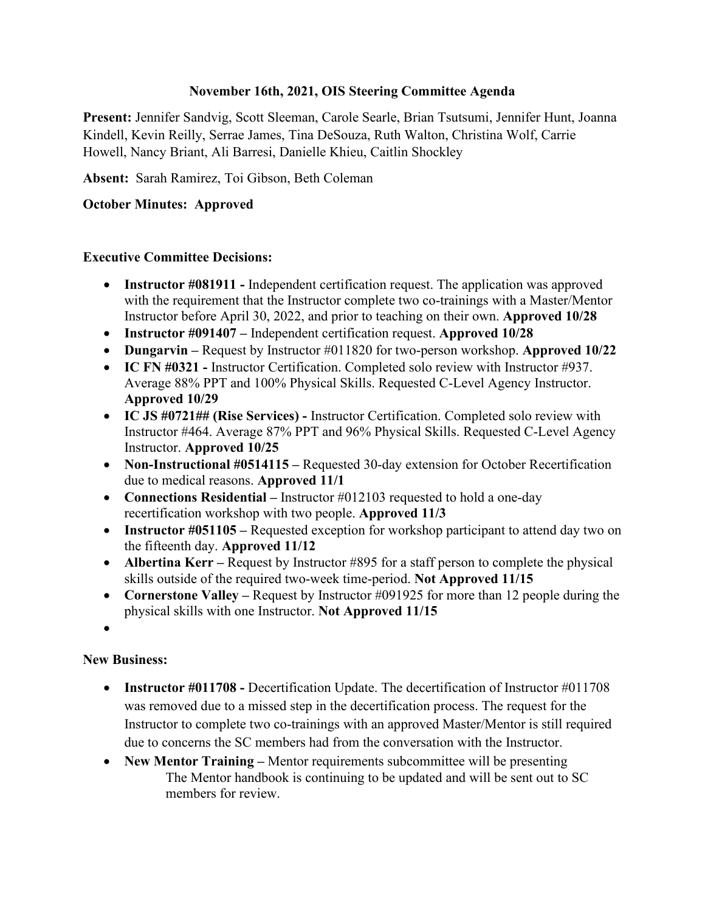# November 16th, 2021, OIS Steering Committee Agenda

**Present:** Jennifer Sandvig, Scott Sleeman, Carole Searle, Brian Tsutsumi, Jennifer Hunt, Joanna Kindell, Kevin Reilly, Serrae James, Tina DeSouza, Ruth Walton, Christina Wolf, Carrie Howell, Nancy Briant, Ali Barresi, Danielle Khieu, Caitlin Shockley

**Absent:** Sarah Ramirez, Toi Gibson, Beth Coleman

**October Minutes: Approved**

**Executive Committee Decisions:**

- **Instructor #081911 -** Independent certification request. The application was approved with the requirement that the Instructor complete two co-trainings with a Master/Mentor Instructor before April 30, 2022, and prior to teaching on their own. **Approved 10/28**
- **Instructor #091407 –** Independent certification request. **Approved 10/28**
- **Dungarvin –** Request by Instructor #011820 for two-person workshop. **Approved 10/22**
- **IC FN #0321 -** Instructor Certification. Completed solo review with Instructor #937. Average 88% PPT and 100% Physical Skills. Requested C-Level Agency Instructor. **Approved 10/29**
- **IC JS #0721## (Rise Services) -** Instructor Certification. Completed solo review with Instructor #464. Average 87% PPT and 96% Physical Skills. Requested C-Level Agency Instructor. **Approved 10/25**
- **Non-Instructional #0514115 –** Requested 30-day extension for October Recertification due to medical reasons. **Approved 11/1**
- **Connections Residential –** Instructor #012103 requested to hold a one-day recertification workshop with two people. **Approved 11/3**
- **Instructor #051105 –** Requested exception for workshop participant to attend day two on the fifteenth day. **Approved 11/12**
- **Albertina Kerr –** Request by Instructor #895 for a staff person to complete the physical skills outside of the required two-week time-period. **Not Approved 11/15**
- **Cornerstone Valley –** Request by Instructor #091925 for more than 12 people during the physical skills with one Instructor. **Not Approved 11/15**

**New Business:**

- **Instructor #011708 -** Decertification Update. The decertification of Instructor #011708 was removed due to a missed step in the decertification process. The request for the Instructor to complete two co-trainings with an approved Master/Mentor is still required due to concerns the SC members had from the conversation with the Instructor.
- **New Mentor Training –** Mentor requirements subcommittee will be presenting
  The Mentor handbook is continuing to be updated and will be sent out to SC members for review.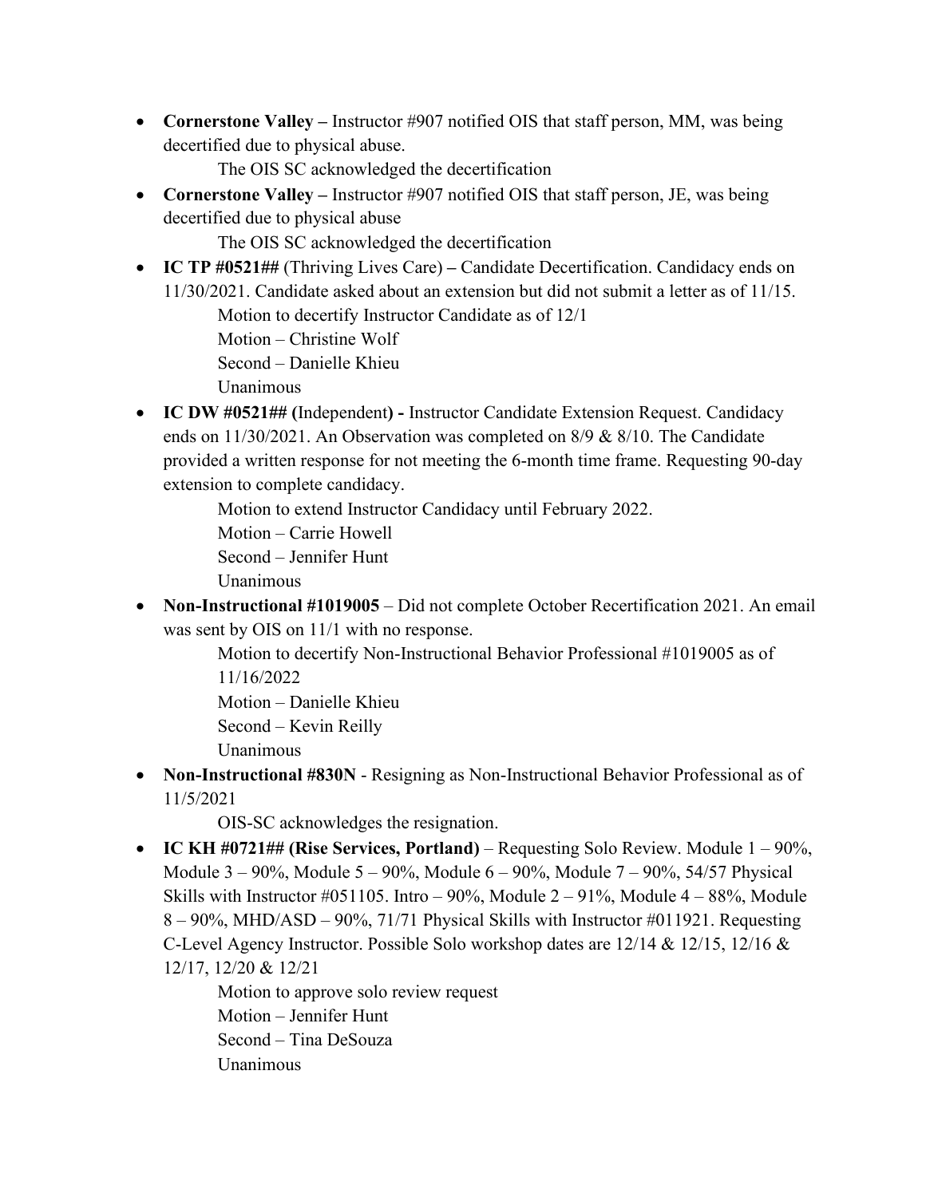- **Cornerstone Valley –** Instructor #907 notified OIS that staff person, MM, was being decertified due to physical abuse.
  
  The OIS SC acknowledged the decertification
- **Cornerstone Valley –** Instructor #907 notified OIS that staff person, JE, was being decertified due to physical abuse
  
  The OIS SC acknowledged the decertification
- **IC TP #0521##** (Thriving Lives Care) **–** Candidate Decertification. Candidacy ends on 11/30/2021. Candidate asked about an extension but did not submit a letter as of 11/15.
  
  Motion to decertify Instructor Candidate as of 12/1
  
  Motion – Christine Wolf
  
  Second – Danielle Khieu
  
  Unanimous
- **IC DW #0521## (**Independent**) -** Instructor Candidate Extension Request. Candidacy ends on 11/30/2021. An Observation was completed on 8/9 & 8/10. The Candidate provided a written response for not meeting the 6-month time frame. Requesting 90-day extension to complete candidacy.
  
  Motion to extend Instructor Candidacy until February 2022.
  
  Motion – Carrie Howell
  
  Second – Jennifer Hunt
  
  Unanimous
- **Non-Instructional #1019005** – Did not complete October Recertification 2021. An email was sent by OIS on 11/1 with no response.
  
  Motion to decertify Non-Instructional Behavior Professional #1019005 as of 11/16/2022
  
  Motion – Danielle Khieu
  
  Second – Kevin Reilly
  
  Unanimous
- **Non-Instructional #830N** - Resigning as Non-Instructional Behavior Professional as of 11/5/2021
  
  OIS-SC acknowledges the resignation.
- **IC KH #0721## (Rise Services, Portland)** – Requesting Solo Review. Module 1 – 90%, Module 3 – 90%, Module 5 – 90%, Module 6 – 90%, Module 7 – 90%, 54/57 Physical Skills with Instructor #051105. Intro – 90%, Module 2 – 91%, Module 4 – 88%, Module 8 – 90%, MHD/ASD – 90%, 71/71 Physical Skills with Instructor #011921. Requesting C-Level Agency Instructor. Possible Solo workshop dates are 12/14 & 12/15, 12/16 & 12/17, 12/20 & 12/21
  
  Motion to approve solo review request
  
  Motion – Jennifer Hunt
  
  Second – Tina DeSouza
  
  Unanimous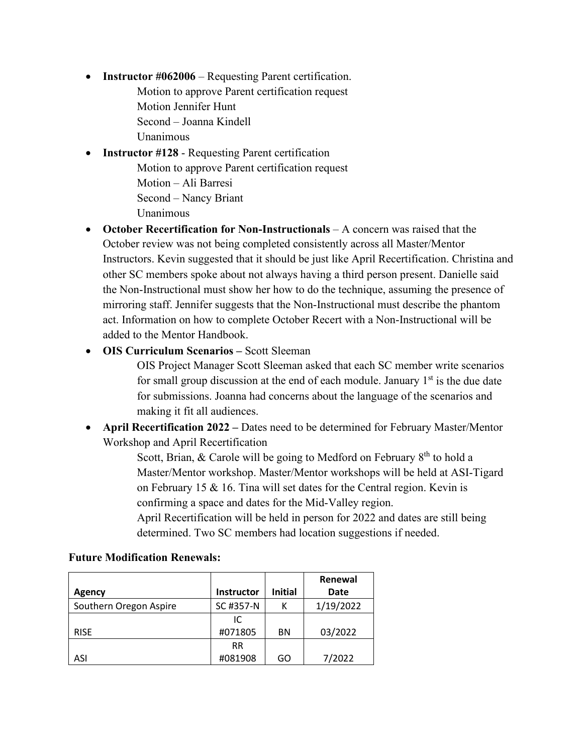- **Instructor #062006** – Requesting Parent certification.
  - Motion to approve Parent certification request
  - Motion Jennifer Hunt
  - Second – Joanna Kindell
  - Unanimous
- **Instructor #128** - Requesting Parent certification
  - Motion to approve Parent certification request
  - Motion – Ali Barresi
  - Second – Nancy Briant
  - Unanimous
- **October Recertification for Non-Instructionals** – A concern was raised that the October review was not being completed consistently across all Master/Mentor Instructors. Kevin suggested that it should be just like April Recertification. Christina and other SC members spoke about not always having a third person present. Danielle said the Non-Instructional must show her how to do the technique, assuming the presence of mirroring staff. Jennifer suggests that the Non-Instructional must describe the phantom act. Information on how to complete October Recert with a Non-Instructional will be added to the Mentor Handbook.
- **OIS Curriculum Scenarios –** Scott Sleeman

  OIS Project Manager Scott Sleeman asked that each SC member write scenarios for small group discussion at the end of each module. January 1st is the due date for submissions. Joanna had concerns about the language of the scenarios and making it fit all audiences.
- **April Recertification 2022 –** Dates need to be determined for February Master/Mentor Workshop and April Recertification

  Scott, Brian, & Carole will be going to Medford on February 8th to hold a Master/Mentor workshop. Master/Mentor workshops will be held at ASI-Tigard on February 15 & 16. Tina will set dates for the Central region. Kevin is confirming a space and dates for the Mid-Valley region.

  April Recertification will be held in person for 2022 and dates are still being determined. Two SC members had location suggestions if needed.

**Future Modification Renewals:**

| Agency | Instructor | Initial | Renewal Date |
|---|---|---|---|
| Southern Oregon Aspire | SC #357-N | K | 1/19/2022 |
| RISE | IC #071805 | BN | 03/2022 |
| ASI | RR #081908 | GO | 7/2022 |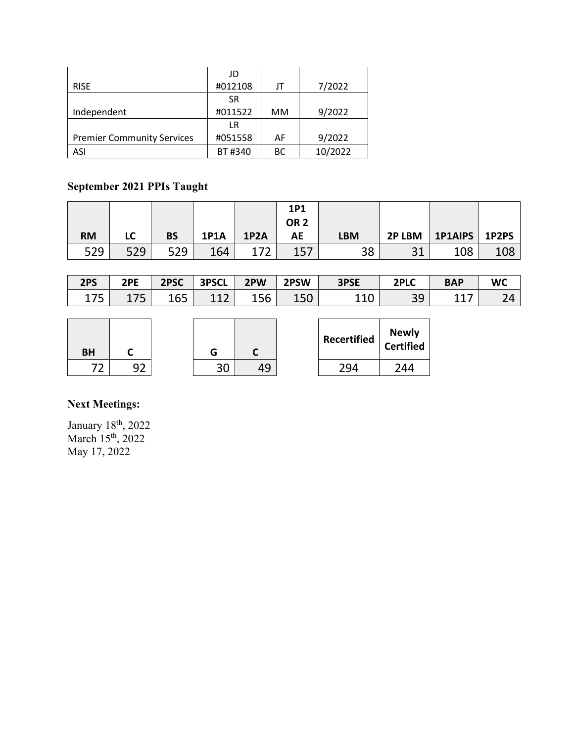| | | | |
|---|---|---|---|
| RISE | JD #012108 | JT | 7/2022 |
| Independent | SR #011522 | MM | 9/2022 |
| Premier Community Services | LR #051558 | AF | 9/2022 |
| ASI | BT #340 | BC | 10/2022 |

### September 2021 PPIs Taught

| RM | LC | BS | 1P1A | 1P2A | 1P1 OR 2 AE | LBM | 2P LBM | 1P1AIPS | 1P2PS |
|---|---|---|---|---|---|---|---|---|---|
| 529 | 529 | 529 | 164 | 172 | 157 | 38 | 31 | 108 | 108 |

| 2PS | 2PE | 2PSC | 3PSCL | 2PW | 2PSW | 3PSE | 2PLC | BAP | WC |
|---|---|---|---|---|---|---|---|---|---|
| 175 | 175 | 165 | 112 | 156 | 150 | 110 | 39 | 117 | 24 |

| BH | C |
|---|---|
| 72 | 92 |

| G | C |
|---|---|
| 30 | 49 |

| Recertified | Newly Certified |
|---|---|
| 294 | 244 |

### Next Meetings:

January 18th, 2022
March 15th, 2022
May 17, 2022